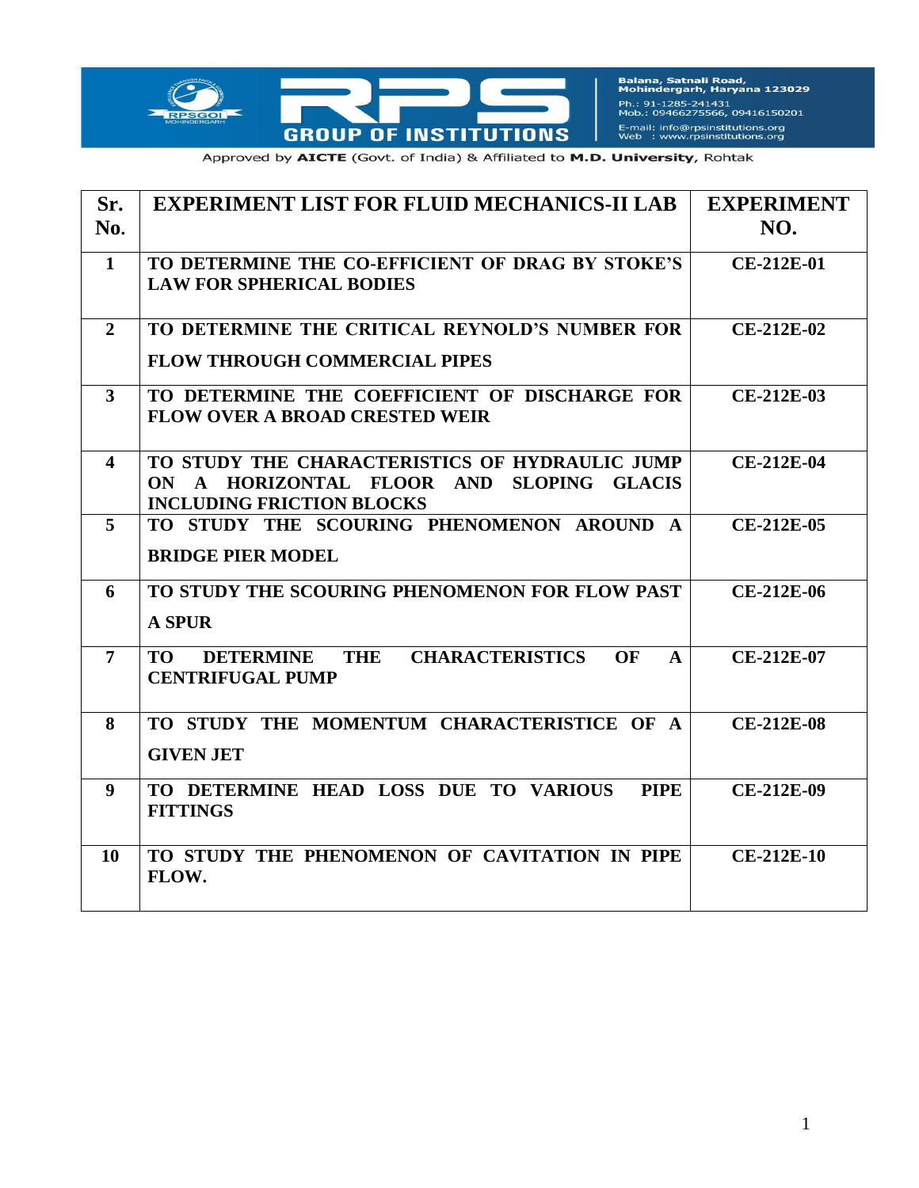Balana, Satnali Road, Mohindergarh, Haryana 123029
Ph.: 91-1285-241431
Mob.: 09466275566, 09416150201
E-mail: info@rpsinstitutions.org
Web : www.rpsinstitutions.org

RPS GROUP OF INSTITUTIONS

Approved by **AICTE** (Govt. of India) & Affiliated to **M.D. University**, Rohtak

| Sr. No. | EXPERIMENT LIST FOR FLUID MECHANICS-II LAB | EXPERIMENT NO. |
|---|---|---|
| 1 | TO DETERMINE THE CO-EFFICIENT OF DRAG BY STOKE'S LAW FOR SPHERICAL BODIES | CE-212E-01 |
| 2 | TO DETERMINE THE CRITICAL REYNOLD'S NUMBER FOR FLOW THROUGH COMMERCIAL PIPES | CE-212E-02 |
| 3 | TO DETERMINE THE COEFFICIENT OF DISCHARGE FOR FLOW OVER A BROAD CRESTED WEIR | CE-212E-03 |
| 4 | TO STUDY THE CHARACTERISTICS OF HYDRAULIC JUMP ON A HORIZONTAL FLOOR AND SLOPING GLACIS INCLUDING FRICTION BLOCKS | CE-212E-04 |
| 5 | TO STUDY THE SCOURING PHENOMENON AROUND A BRIDGE PIER MODEL | CE-212E-05 |
| 6 | TO STUDY THE SCOURING PHENOMENON FOR FLOW PAST A SPUR | CE-212E-06 |
| 7 | TO DETERMINE THE CHARACTERISTICS OF A CENTRIFUGAL PUMP | CE-212E-07 |
| 8 | TO STUDY THE MOMENTUM CHARACTERISTICE OF A GIVEN JET | CE-212E-08 |
| 9 | TO DETERMINE HEAD LOSS DUE TO VARIOUS PIPE FITTINGS | CE-212E-09 |
| 10 | TO STUDY THE PHENOMENON OF CAVITATION IN PIPE FLOW. | CE-212E-10 |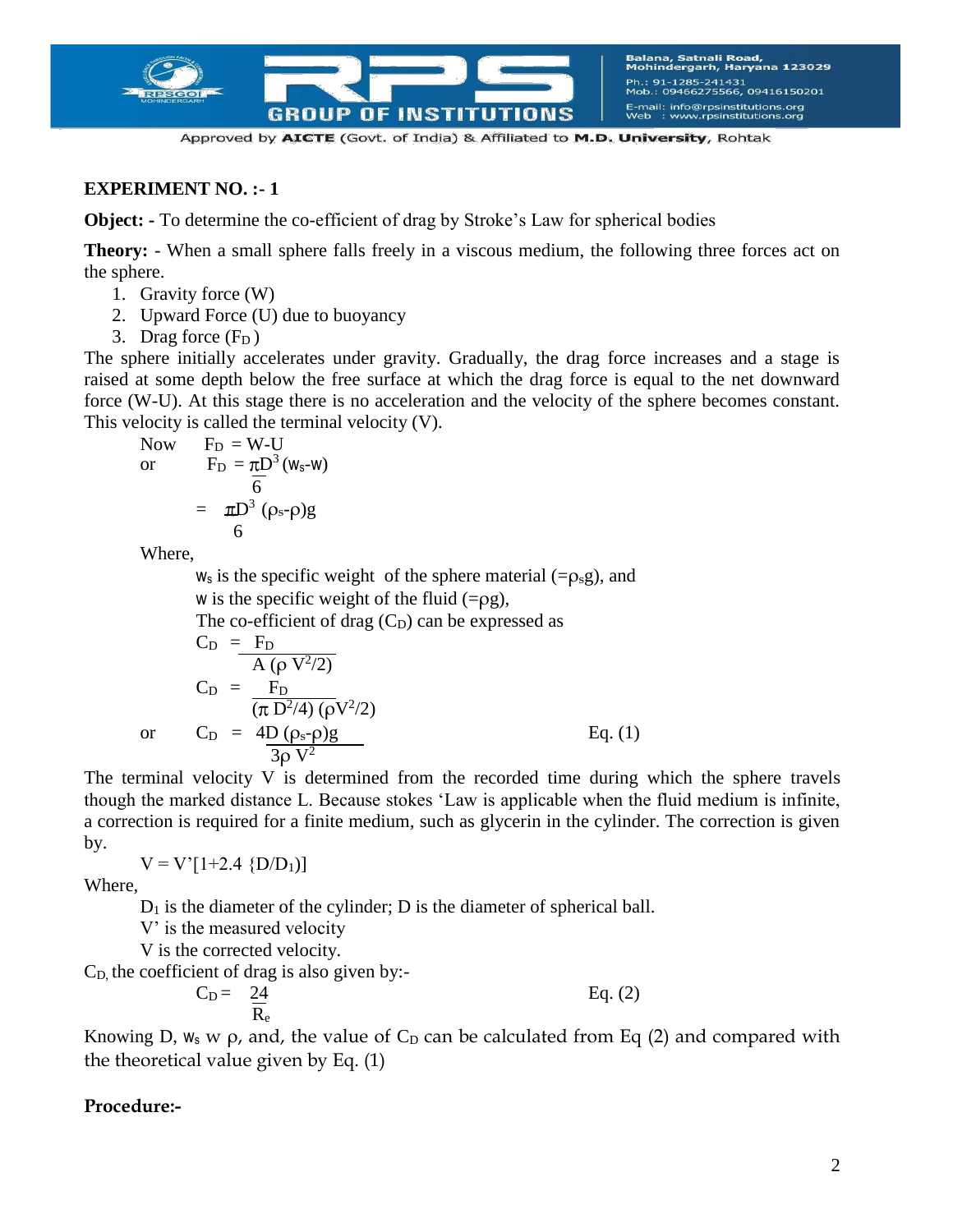## EXPERIMENT NO. :- 1

**Object: -** To determine the co-efficient of drag by Stroke's Law for spherical bodies

**Theory:** - When a small sphere falls freely in a viscous medium, the following three forces act on the sphere.

1. Gravity force (W)
2. Upward Force (U) due to buoyancy
3. Drag force ($F_D$)

The sphere initially accelerates under gravity. Gradually, the drag force increases and a stage is raised at some depth below the free surface at which the drag force is equal to the net downward force (W-U). At this stage there is no acceleration and the velocity of the sphere becomes constant. This velocity is called the terminal velocity (V).

Now $\quad F_D = W - U$

or

$$F_D = \frac{\pi D^3}{6}(w_s - w)$$

$$= \frac{\pi D^3}{6}(\rho_s - \rho)g$$

Where,

$w_s$ is the specific weight of the sphere material ($=\rho_s g$), and

$w$ is the specific weight of the fluid ($=\rho g$),

The co-efficient of drag ($C_D$) can be expressed as

$$C_D = \frac{F_D}{A(\rho V^2/2)}$$

$$C_D = \frac{F_D}{(\pi D^2/4)(\rho V^2/2)}$$

or

$$C_D = \frac{4D(\rho_s - \rho)g}{3\rho V^2} \qquad \text{Eq. (1)}$$

The terminal velocity V is determined from the recorded time during which the sphere travels though the marked distance L. Because stokes 'Law is applicable when the fluid medium is infinite, a correction is required for a finite medium, such as glycerin in the cylinder. The correction is given by.

$$V = V'[1 + 2.4\{D/D_1\}]$$

Where,

$D_1$ is the diameter of the cylinder; D is the diameter of spherical ball.

V' is the measured velocity

V is the corrected velocity.

$C_D$, the coefficient of drag is also given by:-

$$C_D = \frac{24}{R_e} \qquad \text{Eq. (2)}$$

Knowing D, $w_s$ w $\rho$, and, the value of $C_D$ can be calculated from Eq (2) and compared with the theoretical value given by Eq. (1)

**Procedure:-**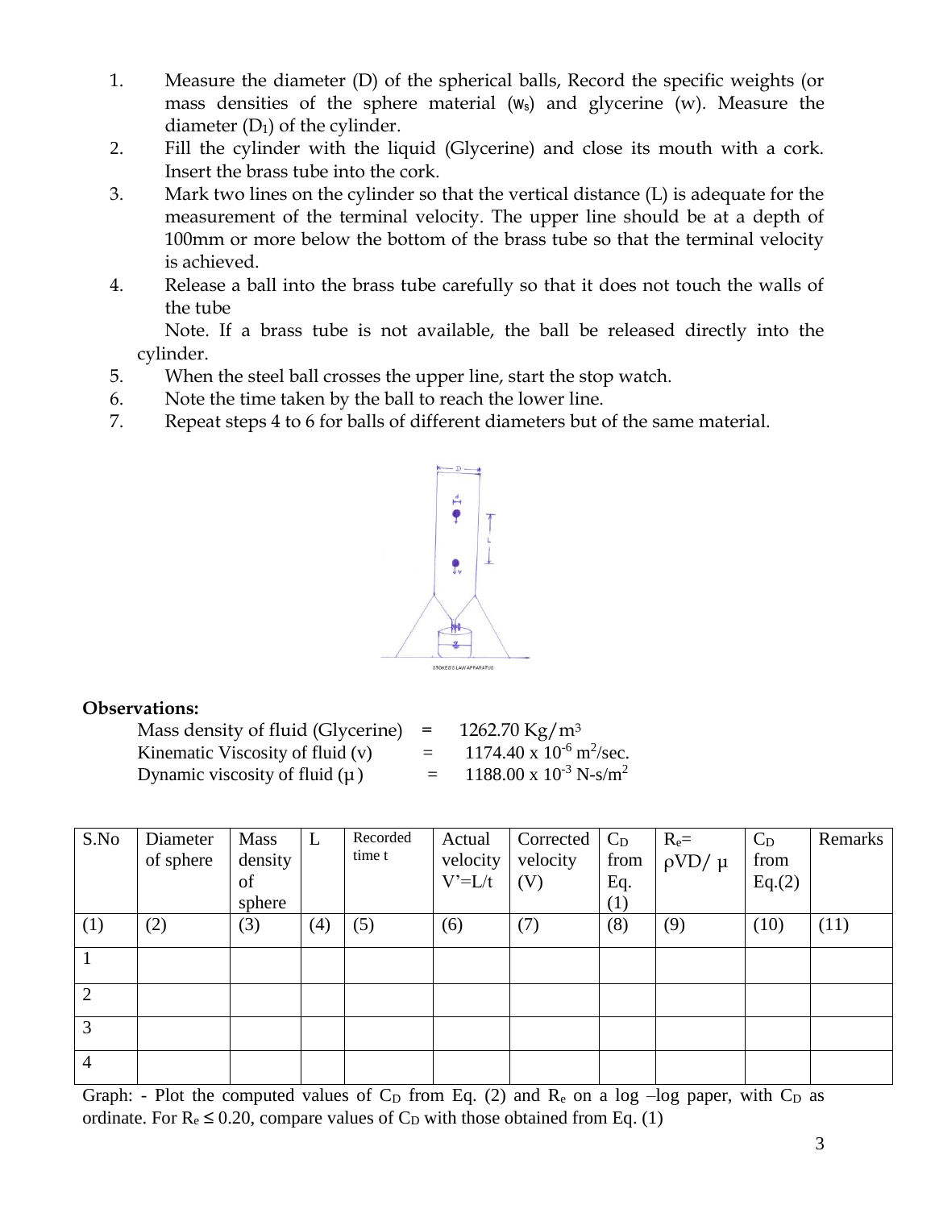1. Measure the diameter (D) of the spherical balls, Record the specific weights (or mass densities of the sphere material ($w_s$) and glycerine (w). Measure the diameter ($D_1$) of the cylinder.
2. Fill the cylinder with the liquid (Glycerine) and close its mouth with a cork. Insert the brass tube into the cork.
3. Mark two lines on the cylinder so that the vertical distance (L) is adequate for the measurement of the terminal velocity. The upper line should be at a depth of 100mm or more below the bottom of the brass tube so that the terminal velocity is achieved.
4. Release a ball into the brass tube carefully so that it does not touch the walls of the tube

   Note. If a brass tube is not available, the ball be released directly into the cylinder.
5. When the steel ball crosses the upper line, start the stop watch.
6. Note the time taken by the ball to reach the lower line.
7. Repeat steps 4 to 6 for balls of different diameters but of the same material.

STOKES'S LAW APPARATUS

**Observations:**

Mass density of fluid (Glycerine) = 1262.70 Kg/m$^3$

Kinematic Viscosity of fluid (v) = 1174.40 x $10^{-6}$ m$^2$/sec.

Dynamic viscosity of fluid (μ) = 1188.00 x $10^{-3}$ N-s/m$^2$

| S.No | Diameter of sphere | Mass density of sphere | L | Recorded time t | Actual velocity V'=L/t | Corrected velocity (V) | $C_D$ from Eq. (1) | $R_e$= ρVD/ μ | $C_D$ from Eq.(2) | Remarks |
|---|---|---|---|---|---|---|---|---|---|---|
| (1) | (2) | (3) | (4) | (5) | (6) | (7) | (8) | (9) | (10) | (11) |
| 1 | | | | | | | | | | |
| 2 | | | | | | | | | | |
| 3 | | | | | | | | | | |
| 4 | | | | | | | | | | |

Graph: - Plot the computed values of $C_D$ from Eq. (2) and $R_e$ on a log –log paper, with $C_D$ as ordinate. For $R_e \leq 0.20$, compare values of $C_D$ with those obtained from Eq. (1)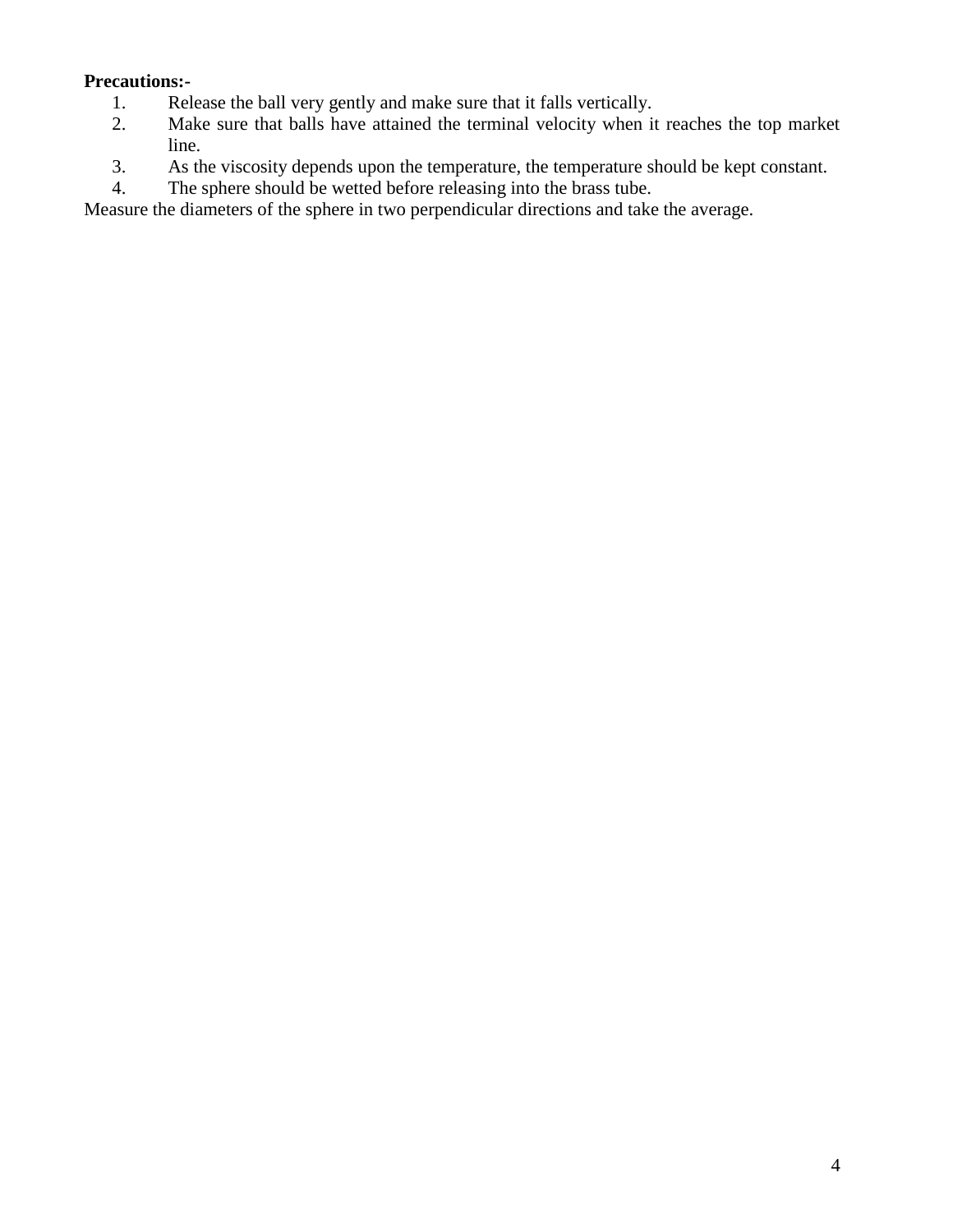**Precautions:-**

1. Release the ball very gently and make sure that it falls vertically.
2. Make sure that balls have attained the terminal velocity when it reaches the top market line.
3. As the viscosity depends upon the temperature, the temperature should be kept constant.
4. The sphere should be wetted before releasing into the brass tube.

Measure the diameters of the sphere in two perpendicular directions and take the average.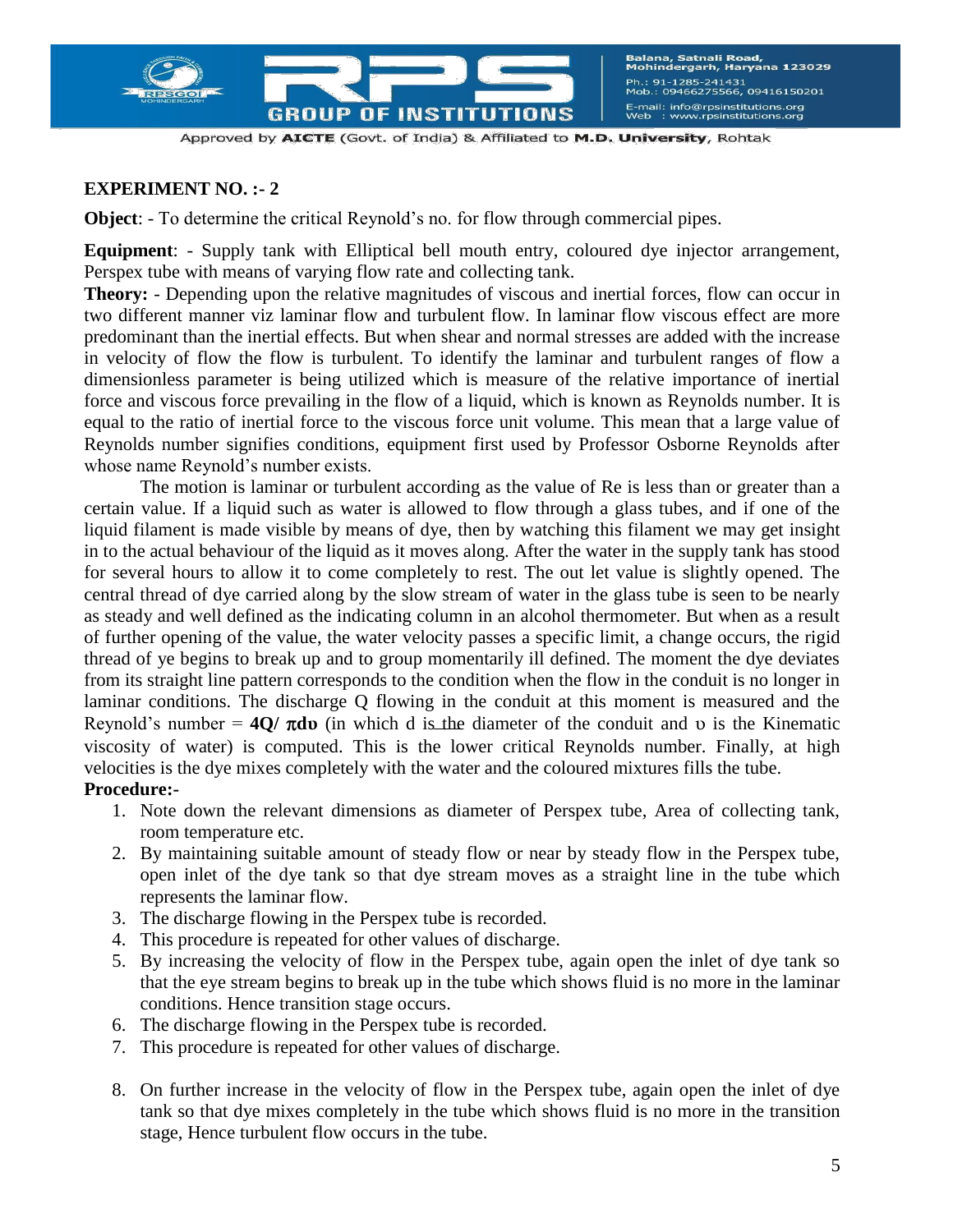**EXPERIMENT NO. :- 2**

**Object**: - To determine the critical Reynold's no. for flow through commercial pipes.

**Equipment**: - Supply tank with Elliptical bell mouth entry, coloured dye injector arrangement, Perspex tube with means of varying flow rate and collecting tank.

**Theory:** - Depending upon the relative magnitudes of viscous and inertial forces, flow can occur in two different manner viz laminar flow and turbulent flow. In laminar flow viscous effect are more predominant than the inertial effects. But when shear and normal stresses are added with the increase in velocity of flow the flow is turbulent. To identify the laminar and turbulent ranges of flow a dimensionless parameter is being utilized which is measure of the relative importance of inertial force and viscous force prevailing in the flow of a liquid, which is known as Reynolds number. It is equal to the ratio of inertial force to the viscous force unit volume. This mean that a large value of Reynolds number signifies conditions, equipment first used by Professor Osborne Reynolds after whose name Reynold's number exists.

The motion is laminar or turbulent according as the value of Re is less than or greater than a certain value. If a liquid such as water is allowed to flow through a glass tubes, and if one of the liquid filament is made visible by means of dye, then by watching this filament we may get insight in to the actual behaviour of the liquid as it moves along. After the water in the supply tank has stood for several hours to allow it to come completely to rest. The out let value is slightly opened. The central thread of dye carried along by the slow stream of water in the glass tube is seen to be nearly as steady and well defined as the indicating column in an alcohol thermometer. But when as a result of further opening of the value, the water velocity passes a specific limit, a change occurs, the rigid thread of ye begins to break up and to group momentarily ill defined. The moment the dye deviates from its straight line pattern corresponds to the condition when the flow in the conduit is no longer in laminar conditions. The discharge Q flowing in the conduit at this moment is measured and the Reynold's number = $\mathbf{4Q/\pi d\upsilon}$ (in which d is the diameter of the conduit and $\upsilon$ is the Kinematic viscosity of water) is computed. This is the lower critical Reynolds number. Finally, at high velocities is the dye mixes completely with the water and the coloured mixtures fills the tube.

**Procedure:-**

1. Note down the relevant dimensions as diameter of Perspex tube, Area of collecting tank, room temperature etc.
2. By maintaining suitable amount of steady flow or near by steady flow in the Perspex tube, open inlet of the dye tank so that dye stream moves as a straight line in the tube which represents the laminar flow.
3. The discharge flowing in the Perspex tube is recorded.
4. This procedure is repeated for other values of discharge.
5. By increasing the velocity of flow in the Perspex tube, again open the inlet of dye tank so that the eye stream begins to break up in the tube which shows fluid is no more in the laminar conditions. Hence transition stage occurs.
6. The discharge flowing in the Perspex tube is recorded.
7. This procedure is repeated for other values of discharge.
8. On further increase in the velocity of flow in the Perspex tube, again open the inlet of dye tank so that dye mixes completely in the tube which shows fluid is no more in the transition stage, Hence turbulent flow occurs in the tube.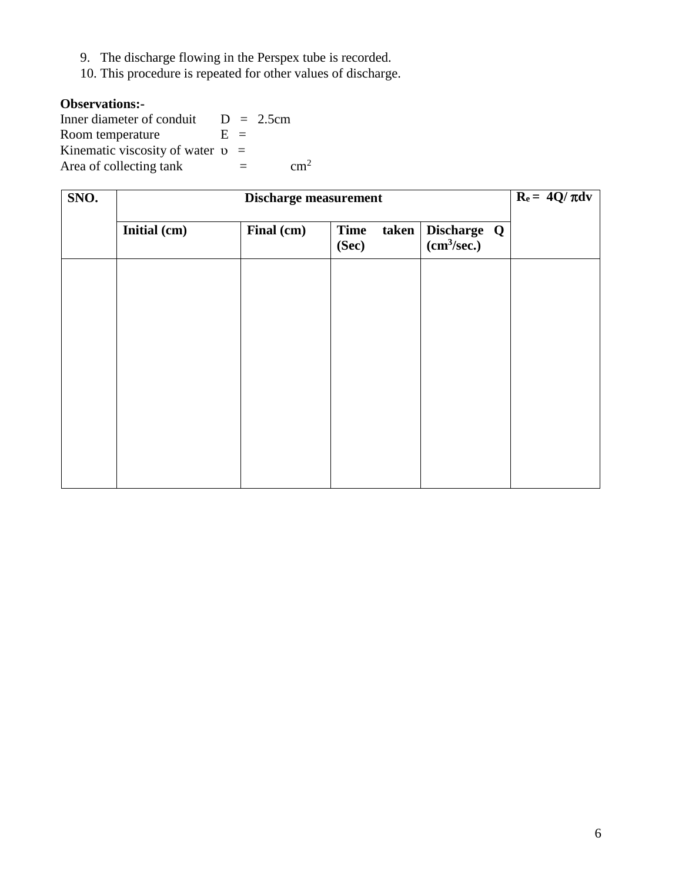9. The discharge flowing in the Perspex tube is recorded.
10. This procedure is repeated for other values of discharge.

**Observations:-**

Inner diameter of conduit  D = 2.5cm
Room temperature  E =
Kinematic viscosity of water $\upsilon$ =
Area of collecting tank  =  $cm^2$

| SNO. | Discharge measurement | | | | $R_e = 4Q/\pi dv$ |
|---|---|---|---|---|---|
| | **Initial (cm)** | **Final (cm)** | **Time taken (Sec)** | **Discharge Q ($cm^3$/sec.)** | |
| | | | | | |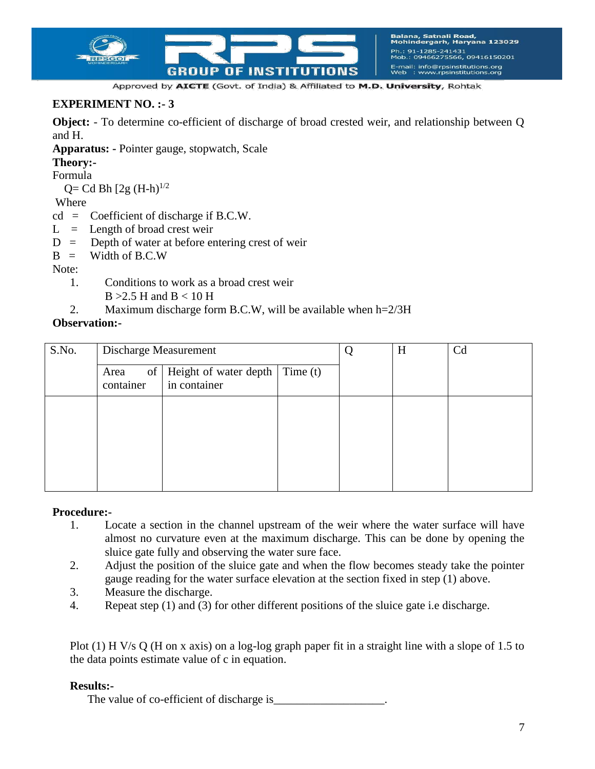**EXPERIMENT NO. :- 3**

**Object:** - To determine co-efficient of discharge of broad crested weir, and relationship between Q and H.

**Apparatus: -** Pointer gauge, stopwatch, Scale

**Theory:-**

Formula

$Q= Cd\ Bh\ [2g\ (H-h)^{1/2}$

Where

cd = Coefficient of discharge if B.C.W.

L = Length of broad crest weir

D = Depth of water at before entering crest of weir

B = Width of B.C.W

Note:

1. Conditions to work as a broad crest weir
   $B > 2.5\ H$ and $B < 10\ H$
2. Maximum discharge form B.C.W, will be available when $h=2/3H$

**Observation:-**

| S.No. | Discharge Measurement | | | Q | H | Cd |
|---|---|---|---|---|---|---|
| | Area of container | Height of water depth in container | Time (t) | | | |
| | | | | | | |

**Procedure:-**

1. Locate a section in the channel upstream of the weir where the water surface will have almost no curvature even at the maximum discharge. This can be done by opening the sluice gate fully and observing the water sure face.
2. Adjust the position of the sluice gate and when the flow becomes steady take the pointer gauge reading for the water surface elevation at the section fixed in step (1) above.
3. Measure the discharge.
4. Repeat step (1) and (3) for other different positions of the sluice gate i.e discharge.

Plot (1) H V/s Q (H on x axis) on a log-log graph paper fit in a straight line with a slope of 1.5 to the data points estimate value of c in equation.

**Results:-**

The value of co-efficient of discharge is___________________.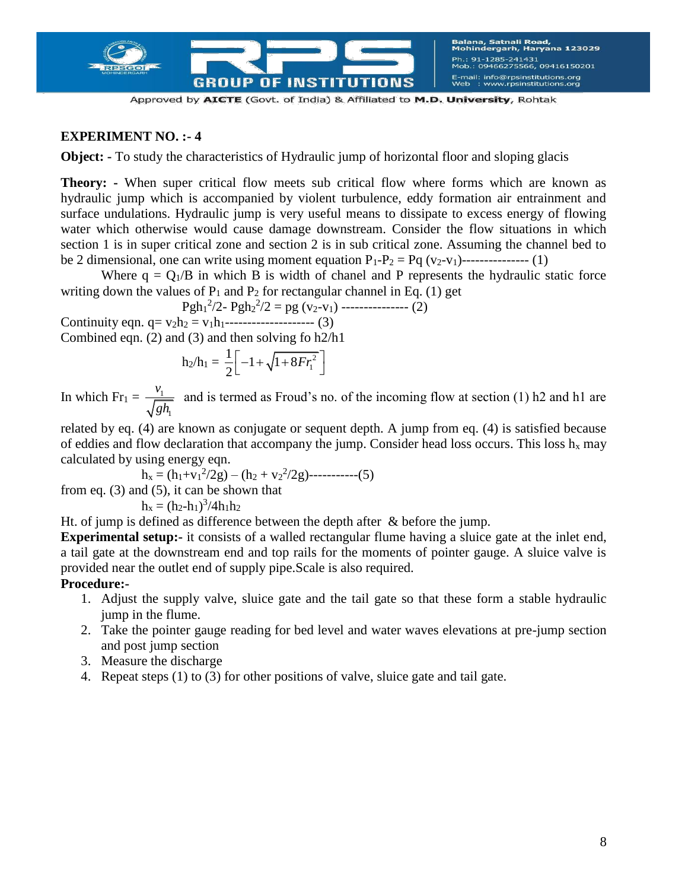**EXPERIMENT NO. :- 4**

**Object: -** To study the characteristics of Hydraulic jump of horizontal floor and sloping glacis

**Theory: -** When super critical flow meets sub critical flow where forms which are known as hydraulic jump which is accompanied by violent turbulence, eddy formation air entrainment and surface undulations. Hydraulic jump is very useful means to dissipate to excess energy of flowing water which otherwise would cause damage downstream. Consider the flow situations in which section 1 is in super critical zone and section 2 is in sub critical zone. Assuming the channel bed to be 2 dimensional, one can write using moment equation $P_1$-$P_2$ = Pq ($v_2$-$v_1$)--------------- (1)

Where q = $Q_1$/B in which B is width of chanel and P represents the hydraulic static force writing down the values of $P_1$ and $P_2$ for rectangular channel in Eq. (1) get

$$Pgh_1^2/2 - Pgh_2^2/2 = pg\,(v_2 - v_1) \text{ --------------- (2)}$$

Continuity eqn. q= $v_2h_2$ = $v_1h_1$-------------------- (3)

Combined eqn. (2) and (3) and then solving fo h2/h1

$$h_2/h_1 = \frac{1}{2}\left[-1+\sqrt{1+8Fr_1^2}\right]$$

In which $Fr_1 = \frac{v_1}{\sqrt{gh_1}}$ and is termed as Froud's no. of the incoming flow at section (1) h2 and h1 are related by eq. (4) are known as conjugate or sequent depth. A jump from eq. (4) is satisfied because of eddies and flow declaration that accompany the jump. Consider head loss occurs. This loss $h_x$ may calculated by using energy eqn.

$$h_x = (h_1+v_1^2/2g) - (h_2 + v_2^2/2g) \text{-----------(5)}$$

from eq. (3) and (5), it can be shown that

$$h_x = (h_2-h_1)^3/4h_1h_2$$

Ht. of jump is defined as difference between the depth after & before the jump.

**Experimental setup:-** it consists of a walled rectangular flume having a sluice gate at the inlet end, a tail gate at the downstream end and top rails for the moments of pointer gauge. A sluice valve is provided near the outlet end of supply pipe.Scale is also required.

**Procedure:-**

1. Adjust the supply valve, sluice gate and the tail gate so that these form a stable hydraulic jump in the flume.
2. Take the pointer gauge reading for bed level and water waves elevations at pre-jump section and post jump section
3. Measure the discharge
4. Repeat steps (1) to (3) for other positions of valve, sluice gate and tail gate.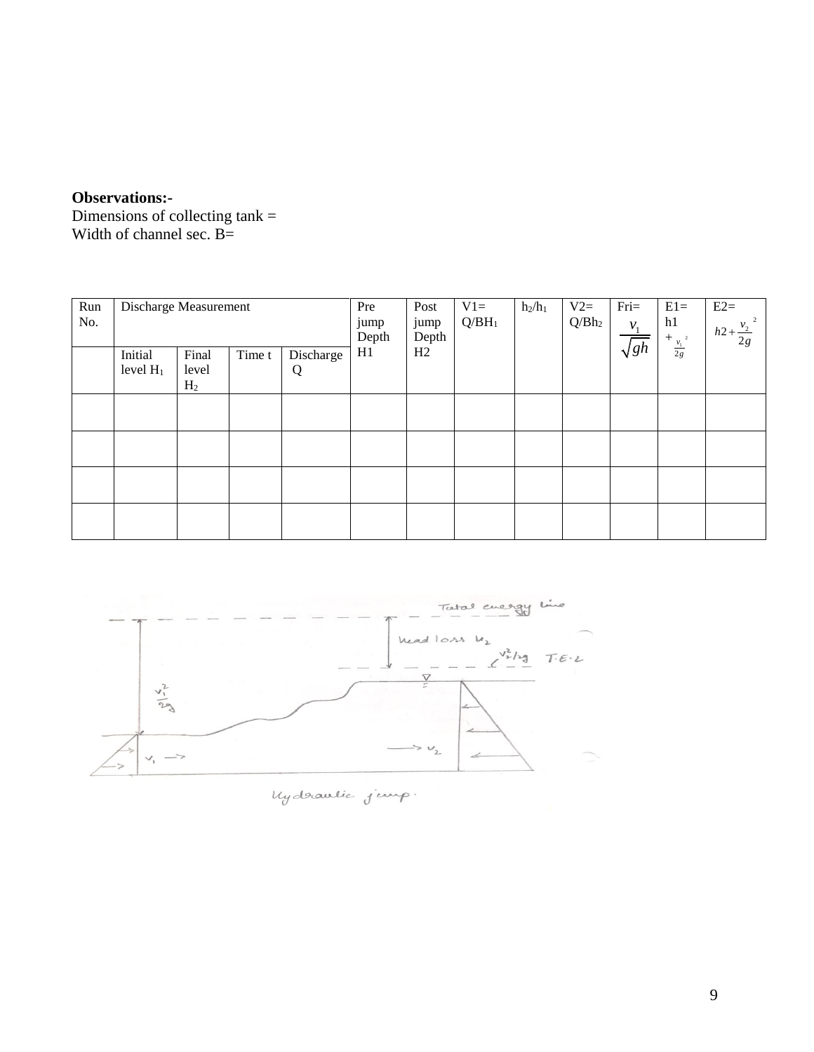**Observations:-**

Dimensions of collecting tank =

Width of channel sec. B=

| Run No. | Discharge Measurement | | | | Pre jump Depth H1 | Post jump Depth H2 | V1= Q/BH$_1$ | $h_2/h_1$ | V2= Q/Bh$_2$ | Fri= $\frac{v_1}{\sqrt{gh}}$ | E1= h1 + $\frac{v_1^2}{2g}$ | E2= $h2+\frac{v_2^2}{2g}$ |
|---|---|---|---|---|---|---|---|---|---|---|---|---|
| | Initial level $H_1$ | Final level $H_2$ | Time t | Discharge Q | | | | | | | | |
| | | | | | | | | | | | | |
| | | | | | | | | | | | | |
| | | | | | | | | | | | | |
| | | | | | | | | | | | | |

Total energy line

head loss $h_2$

$v_2^2/2g$ T.E.L

$\frac{v_1^2}{2g}$

$v_1$ →

→ $v_2$

Hydraulic jump.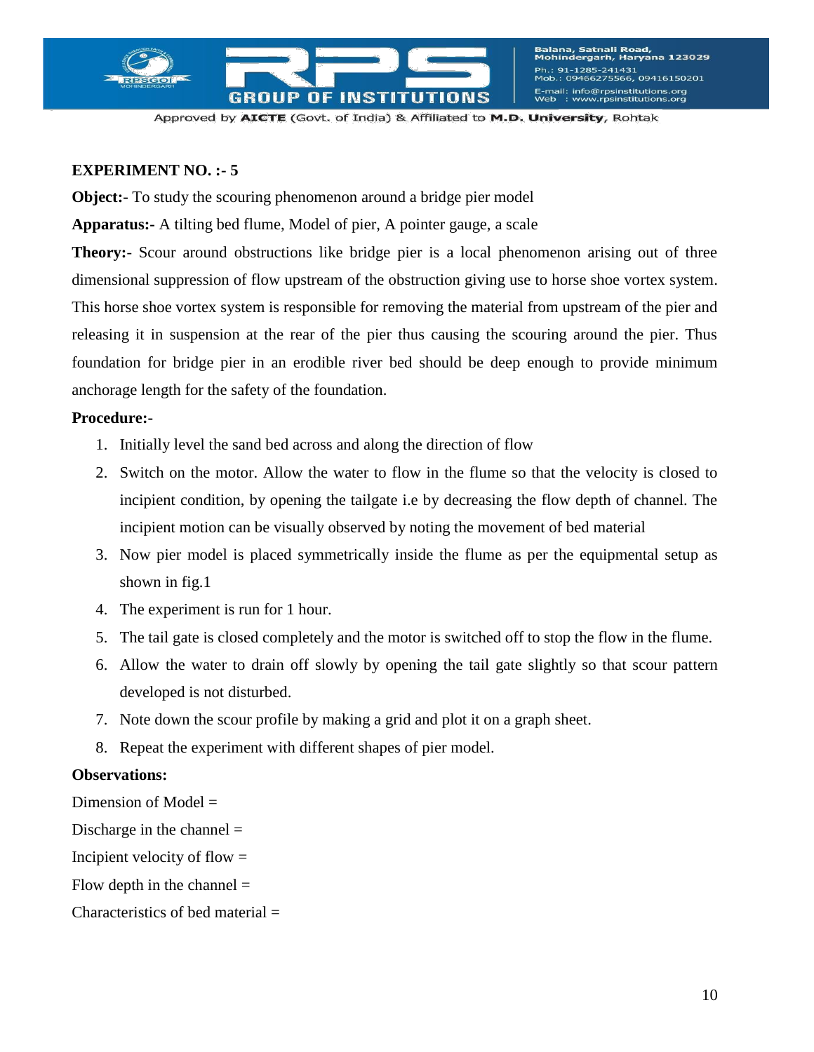**EXPERIMENT NO. :- 5**

**Object:-** To study the scouring phenomenon around a bridge pier model

**Apparatus:-** A tilting bed flume, Model of pier, A pointer gauge, a scale

**Theory:-** Scour around obstructions like bridge pier is a local phenomenon arising out of three dimensional suppression of flow upstream of the obstruction giving use to horse shoe vortex system. This horse shoe vortex system is responsible for removing the material from upstream of the pier and releasing it in suspension at the rear of the pier thus causing the scouring around the pier. Thus foundation for bridge pier in an erodible river bed should be deep enough to provide minimum anchorage length for the safety of the foundation.

**Procedure:-**

1. Initially level the sand bed across and along the direction of flow
2. Switch on the motor. Allow the water to flow in the flume so that the velocity is closed to incipient condition, by opening the tailgate i.e by decreasing the flow depth of channel. The incipient motion can be visually observed by noting the movement of bed material
3. Now pier model is placed symmetrically inside the flume as per the equipmental setup as shown in fig.1
4. The experiment is run for 1 hour.
5. The tail gate is closed completely and the motor is switched off to stop the flow in the flume.
6. Allow the water to drain off slowly by opening the tail gate slightly so that scour pattern developed is not disturbed.
7. Note down the scour profile by making a grid and plot it on a graph sheet.
8. Repeat the experiment with different shapes of pier model.

**Observations:**

Dimension of Model =

Discharge in the channel =

Incipient velocity of flow =

Flow depth in the channel =

Characteristics of bed material =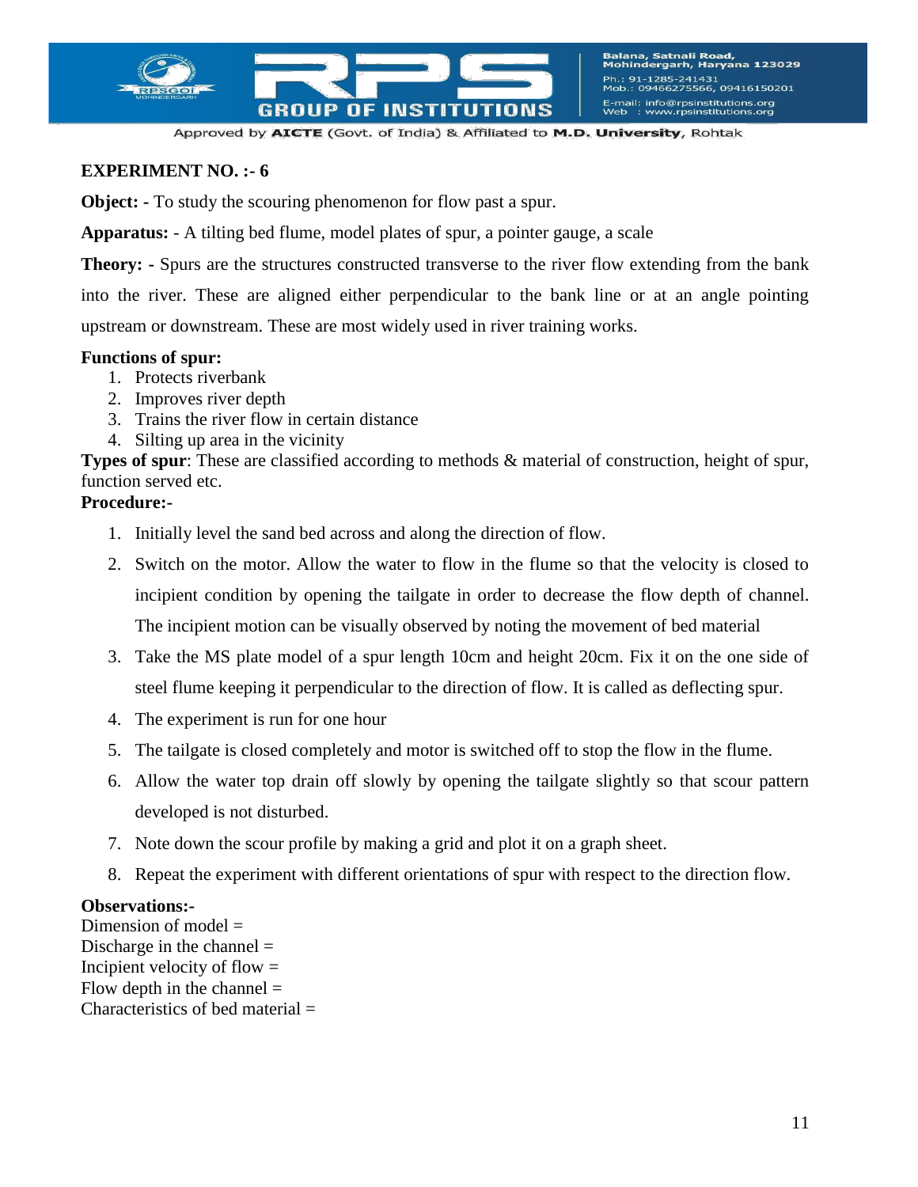**EXPERIMENT NO. :- 6**

**Object: -** To study the scouring phenomenon for flow past a spur.

**Apparatus: -** A tilting bed flume, model plates of spur, a pointer gauge, a scale

**Theory: -** Spurs are the structures constructed transverse to the river flow extending from the bank into the river. These are aligned either perpendicular to the bank line or at an angle pointing upstream or downstream. These are most widely used in river training works.

**Functions of spur:**

1. Protects riverbank
2. Improves river depth
3. Trains the river flow in certain distance
4. Silting up area in the vicinity

**Types of spur**: These are classified according to methods & material of construction, height of spur, function served etc.

**Procedure:-**

1. Initially level the sand bed across and along the direction of flow.
2. Switch on the motor. Allow the water to flow in the flume so that the velocity is closed to incipient condition by opening the tailgate in order to decrease the flow depth of channel. The incipient motion can be visually observed by noting the movement of bed material
3. Take the MS plate model of a spur length 10cm and height 20cm. Fix it on the one side of steel flume keeping it perpendicular to the direction of flow. It is called as deflecting spur.
4. The experiment is run for one hour
5. The tailgate is closed completely and motor is switched off to stop the flow in the flume.
6. Allow the water top drain off slowly by opening the tailgate slightly so that scour pattern developed is not disturbed.
7. Note down the scour profile by making a grid and plot it on a graph sheet.
8. Repeat the experiment with different orientations of spur with respect to the direction flow.

**Observations:-**

Dimension of model =

Discharge in the channel =

Incipient velocity of flow =

Flow depth in the channel =

Characteristics of bed material =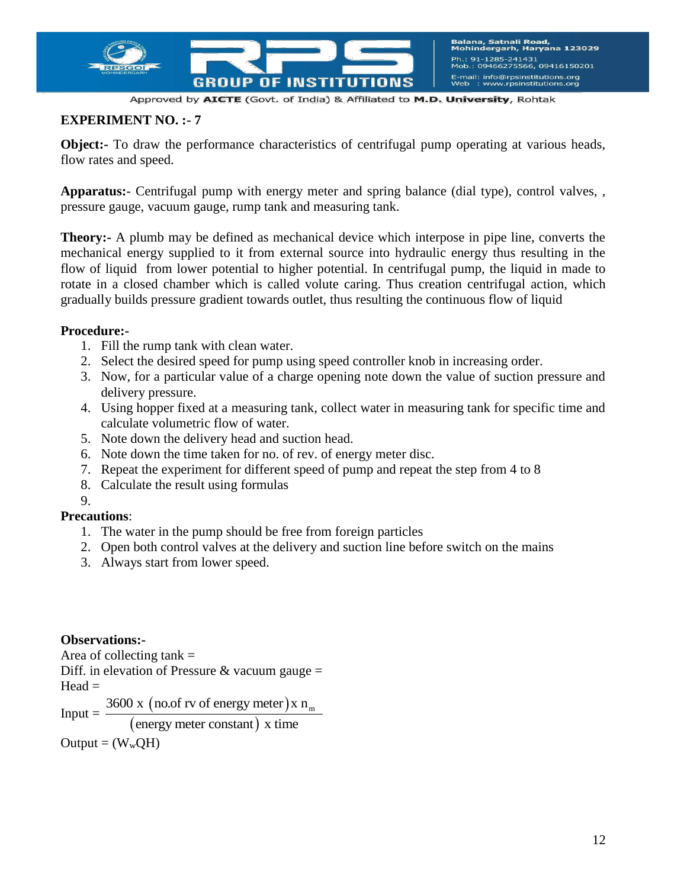**EXPERIMENT NO. :- 7**

**Object:-** To draw the performance characteristics of centrifugal pump operating at various heads, flow rates and speed.

**Apparatus:-** Centrifugal pump with energy meter and spring balance (dial type), control valves, , pressure gauge, vacuum gauge, rump tank and measuring tank.

**Theory:-** A plumb may be defined as mechanical device which interpose in pipe line, converts the mechanical energy supplied to it from external source into hydraulic energy thus resulting in the flow of liquid from lower potential to higher potential. In centrifugal pump, the liquid in made to rotate in a closed chamber which is called volute caring. Thus creation centrifugal action, which gradually builds pressure gradient towards outlet, thus resulting the continuous flow of liquid

**Procedure:-**

1. Fill the rump tank with clean water.
2. Select the desired speed for pump using speed controller knob in increasing order.
3. Now, for a particular value of a charge opening note down the value of suction pressure and delivery pressure.
4. Using hopper fixed at a measuring tank, collect water in measuring tank for specific time and calculate volumetric flow of water.
5. Note down the delivery head and suction head.
6. Note down the time taken for no. of rev. of energy meter disc.
7. Repeat the experiment for different speed of pump and repeat the step from 4 to 8
8. Calculate the result using formulas
9. 

**Precautions**:

1. The water in the pump should be free from foreign particles
2. Open both control valves at the delivery and suction line before switch on the mains
3. Always start from lower speed.

**Observations:-**

Area of collecting tank =

Diff. in elevation of Pressure & vacuum gauge =

Head =

$$\text{Input} = \frac{3600 \text{ x } (\text{no.of rv of energy meter}) \text{ x } n_m}{(\text{energy meter constant}) \text{ x time}}$$

Output = $(W_w QH)$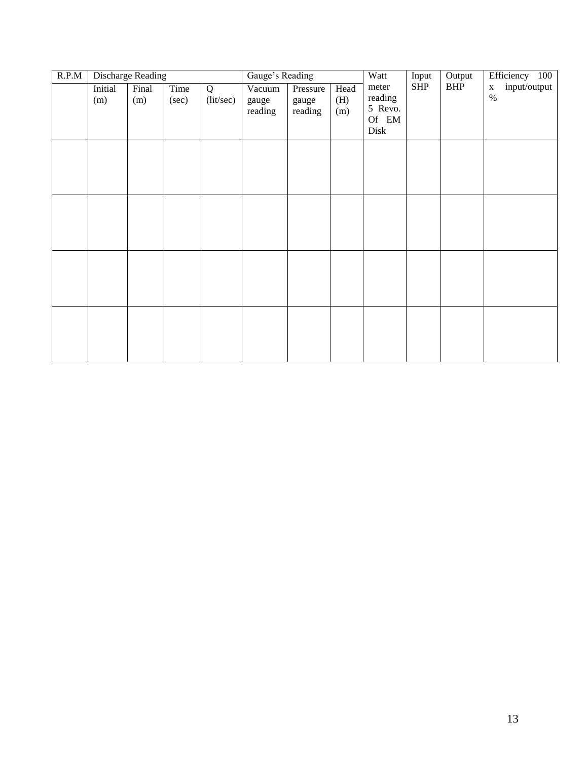| R.P.M | Discharge Reading | | | | Gauge's Reading | | | Watt meter reading 5 Revo. Of EM Disk | Input SHP | Output BHP | Efficiency 100 x input/output % |
|---|---|---|---|---|---|---|---|---|---|---|---|
| | Initial (m) | Final (m) | Time (sec) | Q (lit/sec) | Vacuum gauge reading | Pressure gauge reading | Head (H) (m) | | | | |
| | | | | | | | | | | | |
| | | | | | | | | | | | |
| | | | | | | | | | | | |
| | | | | | | | | | | | |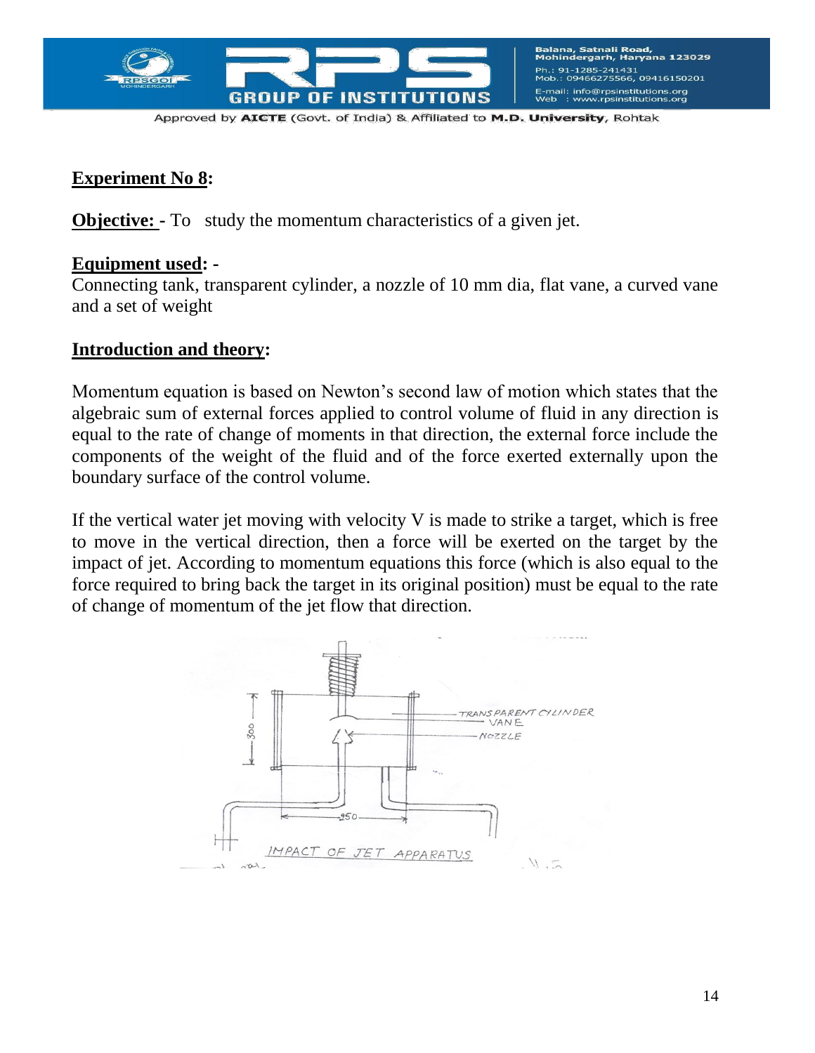**Experiment No 8:**

**Objective: -** To study the momentum characteristics of a given jet.

**Equipment used: -**
Connecting tank, transparent cylinder, a nozzle of 10 mm dia, flat vane, a curved vane and a set of weight

**Introduction and theory:**

Momentum equation is based on Newton's second law of motion which states that the algebraic sum of external forces applied to control volume of fluid in any direction is equal to the rate of change of moments in that direction, the external force include the components of the weight of the fluid and of the force exerted externally upon the boundary surface of the control volume.

If the vertical water jet moving with velocity V is made to strike a target, which is free to move in the vertical direction, then a force will be exerted on the target by the impact of jet. According to momentum equations this force (which is also equal to the force required to bring back the target in its original position) must be equal to the rate of change of momentum of the jet flow that direction.

IMPACT OF JET APPARATUS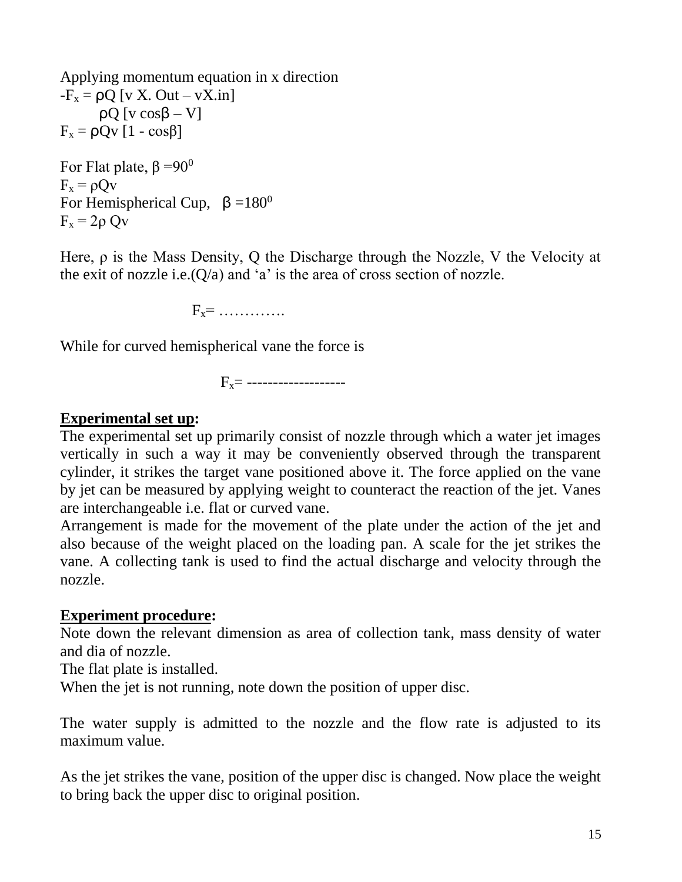Applying momentum equation in x direction

$-F_x = \rho Q\ [v\ X.\ Out - vX.in]$

$\rho Q\ [v \cos\beta - V]$

$F_x = \rho Qv\ [1 - \cos\beta]$

For Flat plate, $\beta = 90^0$

$F_x = \rho Qv$

For Hemispherical Cup, $\beta = 180^0$

$F_x = 2\rho\ Qv$

Here, $\rho$ is the Mass Density, Q the Discharge through the Nozzle, V the Velocity at the exit of nozzle i.e.(Q/a) and 'a' is the area of cross section of nozzle.

$F_x$= ………….

While for curved hemispherical vane the force is

$F_x$= -------------------

**Experimental set up:**

The experimental set up primarily consist of nozzle through which a water jet images vertically in such a way it may be conveniently observed through the transparent cylinder, it strikes the target vane positioned above it. The force applied on the vane by jet can be measured by applying weight to counteract the reaction of the jet. Vanes are interchangeable i.e. flat or curved vane.

Arrangement is made for the movement of the plate under the action of the jet and also because of the weight placed on the loading pan. A scale for the jet strikes the vane. A collecting tank is used to find the actual discharge and velocity through the nozzle.

**Experiment procedure:**

Note down the relevant dimension as area of collection tank, mass density of water and dia of nozzle.

The flat plate is installed.

When the jet is not running, note down the position of upper disc.

The water supply is admitted to the nozzle and the flow rate is adjusted to its maximum value.

As the jet strikes the vane, position of the upper disc is changed. Now place the weight to bring back the upper disc to original position.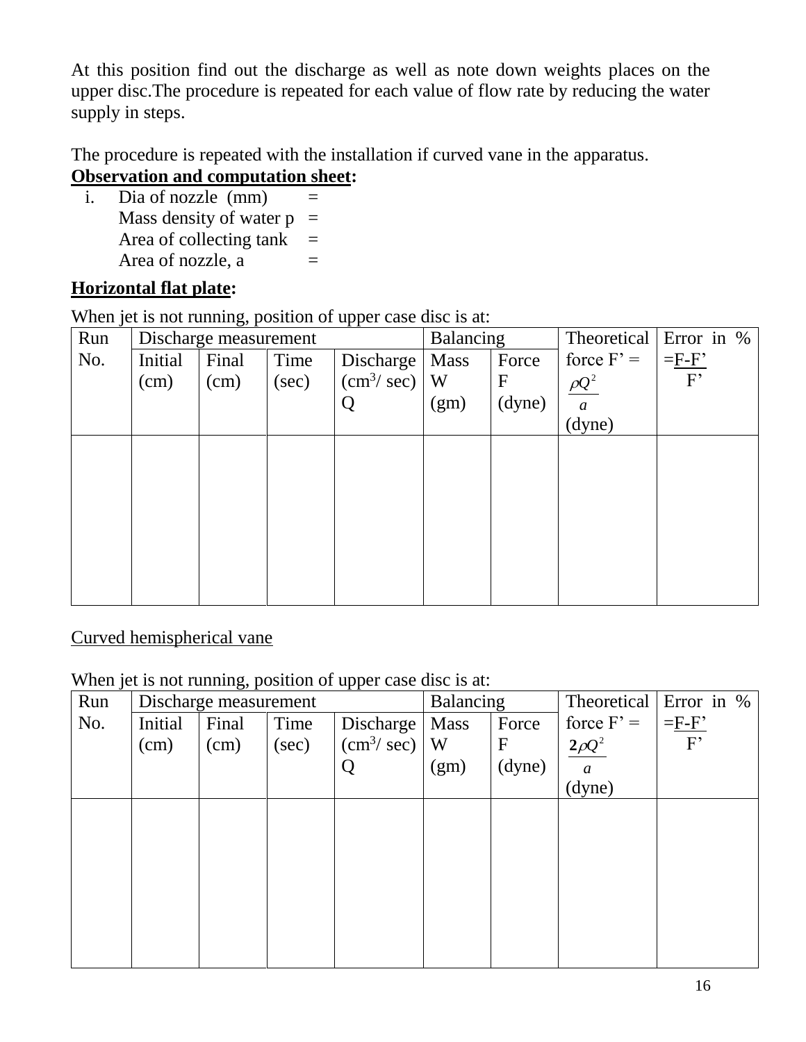At this position find out the discharge as well as note down weights places on the upper disc.The procedure is repeated for each value of flow rate by reducing the water supply in steps.

The procedure is repeated with the installation if curved vane in the apparatus.

**Observation and computation sheet:**

i. Dia of nozzle (mm) =
   Mass density of water p =
   Area of collecting tank =
   Area of nozzle, a =

**Horizontal flat plate:**

When jet is not running, position of upper case disc is at:

| Run No. | Discharge measurement | | | | Balancing | | Theoretical force F' = $\frac{\rho Q^2}{a}$ (dyne) | Error in % $=\frac{F-F'}{F'}$ |
|---|---|---|---|---|---|---|---|---|
| | Initial (cm) | Final (cm) | Time (sec) | Discharge ($cm^3$/ sec) Q | Mass W (gm) | Force F (dyne) | | |
| | | | | | | | | |

Curved hemispherical vane

When jet is not running, position of upper case disc is at:

| Run No. | Discharge measurement | | | | Balancing | | Theoretical force F' = $\frac{2\rho Q^2}{a}$ (dyne) | Error in % $=\frac{F-F'}{F'}$ |
|---|---|---|---|---|---|---|---|---|
| | Initial (cm) | Final (cm) | Time (sec) | Discharge ($cm^3$/ sec) Q | Mass W (gm) | Force F (dyne) | | |
| | | | | | | | | |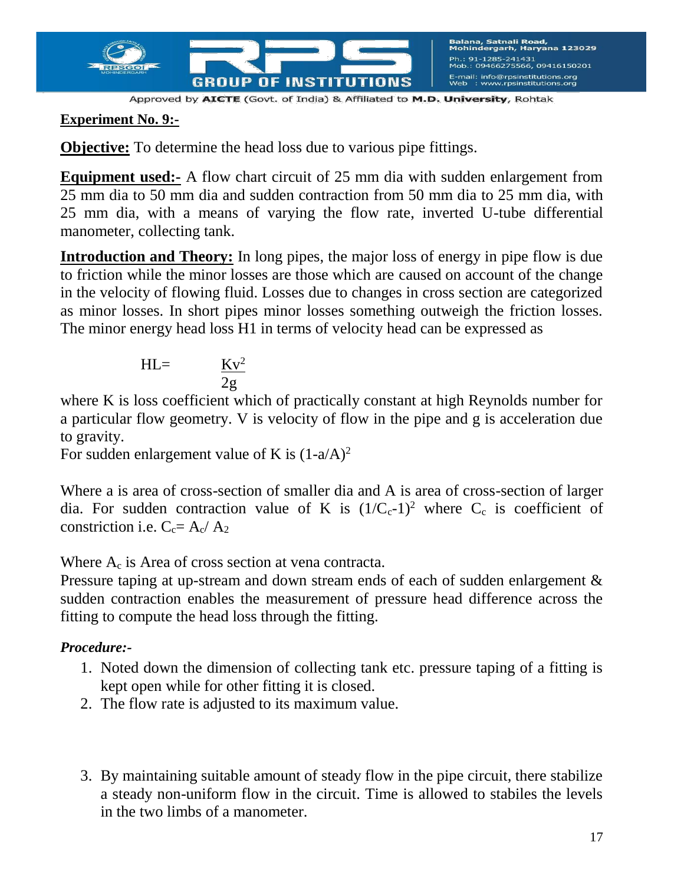**Experiment No. 9:-**

**Objective:** To determine the head loss due to various pipe fittings.

**Equipment used:-** A flow chart circuit of 25 mm dia with sudden enlargement from 25 mm dia to 50 mm dia and sudden contraction from 50 mm dia to 25 mm dia, with 25 mm dia, with a means of varying the flow rate, inverted U-tube differential manometer, collecting tank.

**Introduction and Theory:** In long pipes, the major loss of energy in pipe flow is due to friction while the minor losses are those which are caused on account of the change in the velocity of flowing fluid. Losses due to changes in cross section are categorized as minor losses. In short pipes minor losses something outweigh the friction losses. The minor energy head loss H1 in terms of velocity head can be expressed as

$$HL = \frac{Kv^2}{2g}$$

where K is loss coefficient which of practically constant at high Reynolds number for a particular flow geometry. V is velocity of flow in the pipe and g is acceleration due to gravity.

For sudden enlargement value of K is $(1-a/A)^2$

Where a is area of cross-section of smaller dia and A is area of cross-section of larger dia. For sudden contraction value of K is $(1/C_c-1)^2$ where $C_c$ is coefficient of constriction i.e. $C_c= A_c/ A_2$

Where $A_c$ is Area of cross section at vena contracta.

Pressure taping at up-stream and down stream ends of each of sudden enlargement & sudden contraction enables the measurement of pressure head difference across the fitting to compute the head loss through the fitting.

***Procedure:-***

1. Noted down the dimension of collecting tank etc. pressure taping of a fitting is kept open while for other fitting it is closed.
2. The flow rate is adjusted to its maximum value.
3. By maintaining suitable amount of steady flow in the pipe circuit, there stabilize a steady non-uniform flow in the circuit. Time is allowed to stabiles the levels in the two limbs of a manometer.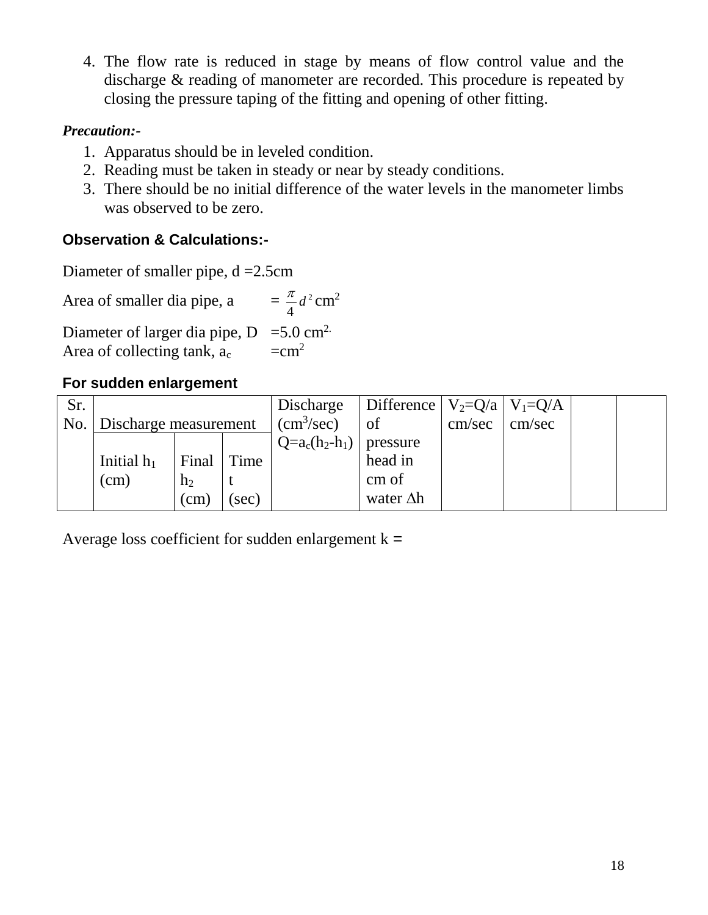4. The flow rate is reduced in stage by means of flow control value and the discharge & reading of manometer are recorded. This procedure is repeated by closing the pressure taping of the fitting and opening of other fitting.

***Precaution:-***

1. Apparatus should be in leveled condition.
2. Reading must be taken in steady or near by steady conditions.
3. There should be no initial difference of the water levels in the manometer limbs was observed to be zero.

**Observation & Calculations:-**

Diameter of smaller pipe, d =2.5cm

Area of smaller dia pipe, a $= \frac{\pi}{4} d^2$ cm$^2$

Diameter of larger dia pipe, D =5.0 cm$^{2.}$
Area of collecting tank, $a_c$ =cm$^2$

**For sudden enlargement**

| Sr. No. | Discharge measurement | | | Discharge (cm$^3$/sec) $Q=a_c(h_2-h_1)$ | Difference of pressure head in cm of water $\Delta h$ | $V_2=Q/a$ cm/sec | $V_1=Q/A$ cm/sec | | |
|---|---|---|---|---|---|---|---|---|---|
| | Initial $h_1$ (cm) | Final $h_2$ (cm) | Time t (sec) | | | | | | |

Average loss coefficient for sudden enlargement k =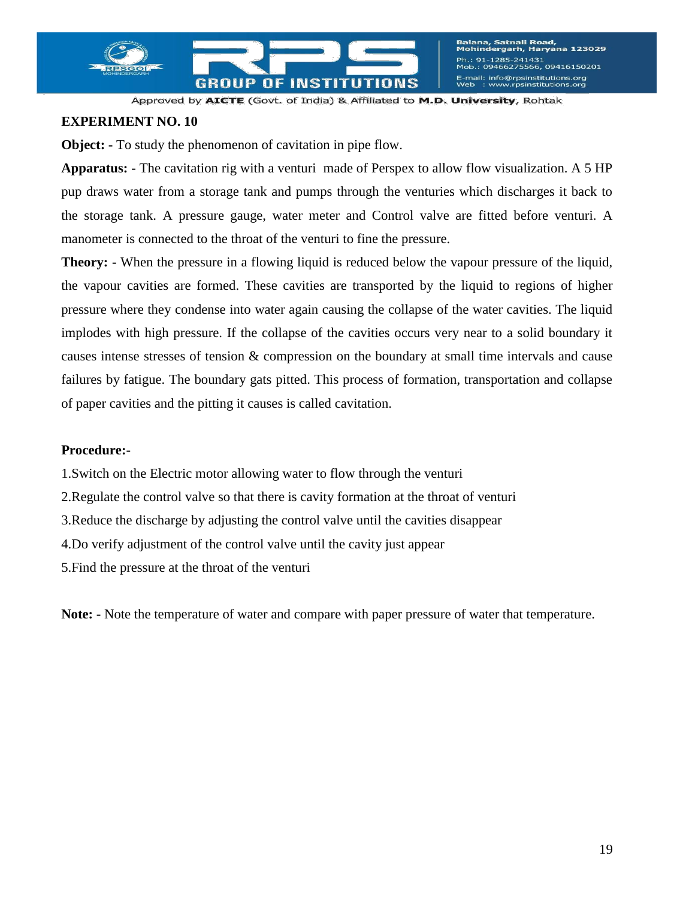**EXPERIMENT NO. 10**

**Object: -** To study the phenomenon of cavitation in pipe flow.

**Apparatus: -** The cavitation rig with a venturi made of Perspex to allow flow visualization. A 5 HP pup draws water from a storage tank and pumps through the venturies which discharges it back to the storage tank. A pressure gauge, water meter and Control valve are fitted before venturi. A manometer is connected to the throat of the venturi to fine the pressure.

**Theory: -** When the pressure in a flowing liquid is reduced below the vapour pressure of the liquid, the vapour cavities are formed. These cavities are transported by the liquid to regions of higher pressure where they condense into water again causing the collapse of the water cavities. The liquid implodes with high pressure. If the collapse of the cavities occurs very near to a solid boundary it causes intense stresses of tension & compression on the boundary at small time intervals and cause failures by fatigue. The boundary gats pitted. This process of formation, transportation and collapse of paper cavities and the pitting it causes is called cavitation.

**Procedure:-**

1.Switch on the Electric motor allowing water to flow through the venturi

2.Regulate the control valve so that there is cavity formation at the throat of venturi

3.Reduce the discharge by adjusting the control valve until the cavities disappear

4.Do verify adjustment of the control valve until the cavity just appear

5.Find the pressure at the throat of the venturi

**Note: -** Note the temperature of water and compare with paper pressure of water that temperature.